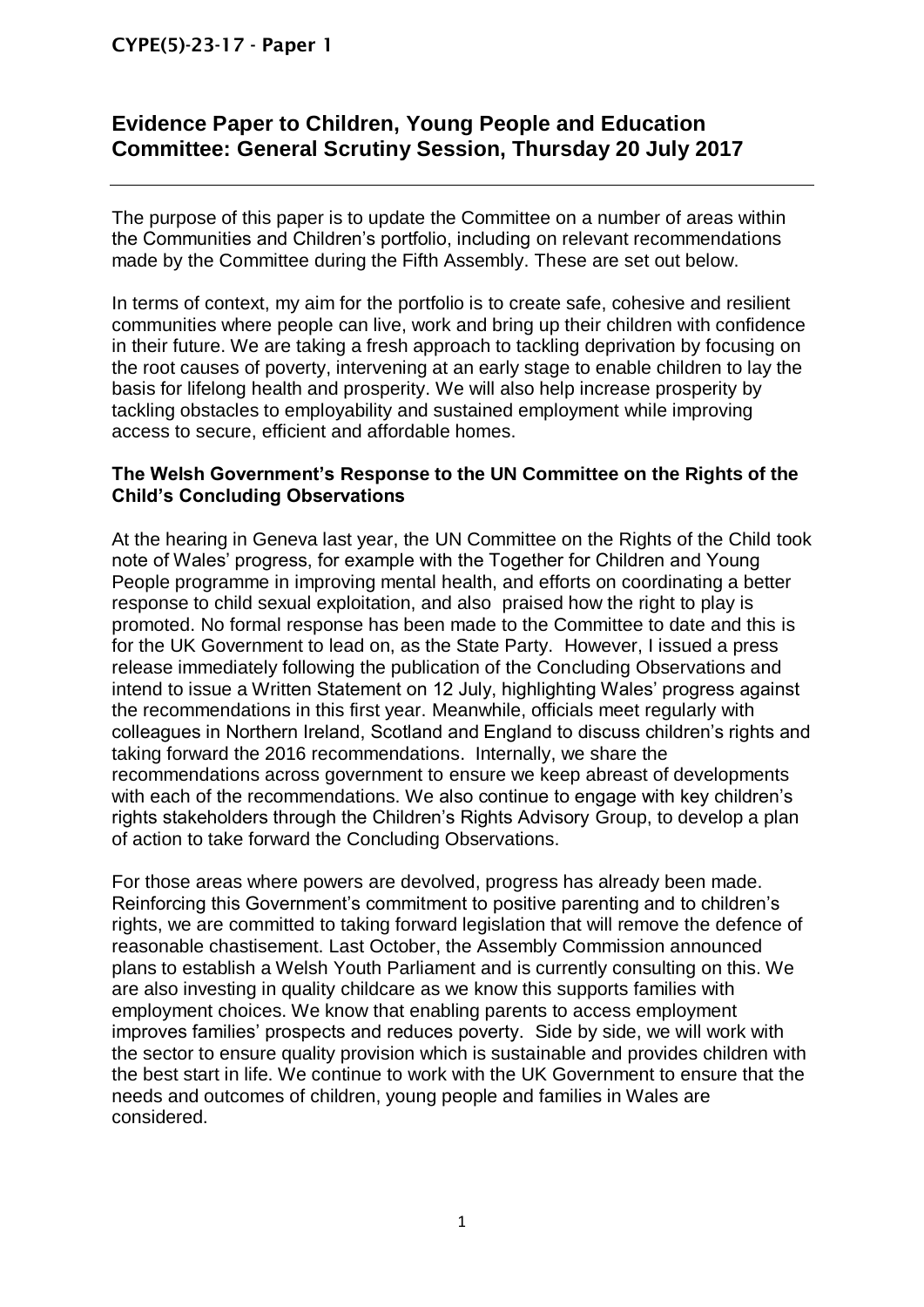CYPE(5)-23-17 - Paper 1

# Evidence Paper to Children, Young People and Education Committee: General Scrutiny Session, Thursday 20 July 2017

The purpose of this paper is to update the Committee on a number of areas within the Communities and Children's portfolio, including on relevant recommendations made by the Committee during the Fifth Assembly. These are set out below.

In terms of context, my aim for the portfolio is to create safe, cohesive and resilient communities where people can live, work and bring up their children with confidence in their future. We are taking a fresh approach to tackling deprivation by focusing on the root causes of poverty, intervening at an early stage to enable children to lay the basis for lifelong health and prosperity. We will also help increase prosperity by tackling obstacles to employability and sustained employment while improving access to secure, efficient and affordable homes.

**The Welsh Government's Response to the UN Committee on the Rights of the Child's Concluding Observations**

At the hearing in Geneva last year, the UN Committee on the Rights of the Child took note of Wales' progress, for example with the Together for Children and Young People programme in improving mental health, and efforts on coordinating a better response to child sexual exploitation, and also praised how the right to play is promoted. No formal response has been made to the Committee to date and this is for the UK Government to lead on, as the State Party. However, I issued a press release immediately following the publication of the Concluding Observations and intend to issue a Written Statement on 12 July, highlighting Wales' progress against the recommendations in this first year. Meanwhile, officials meet regularly with colleagues in Northern Ireland, Scotland and England to discuss children's rights and taking forward the 2016 recommendations. Internally, we share the recommendations across government to ensure we keep abreast of developments with each of the recommendations. We also continue to engage with key children's rights stakeholders through the Children's Rights Advisory Group, to develop a plan of action to take forward the Concluding Observations.

For those areas where powers are devolved, progress has already been made. Reinforcing this Government's commitment to positive parenting and to children's rights, we are committed to taking forward legislation that will remove the defence of reasonable chastisement. Last October, the Assembly Commission announced plans to establish a Welsh Youth Parliament and is currently consulting on this. We are also investing in quality childcare as we know this supports families with employment choices. We know that enabling parents to access employment improves families' prospects and reduces poverty. Side by side, we will work with the sector to ensure quality provision which is sustainable and provides children with the best start in life. We continue to work with the UK Government to ensure that the needs and outcomes of children, young people and families in Wales are considered.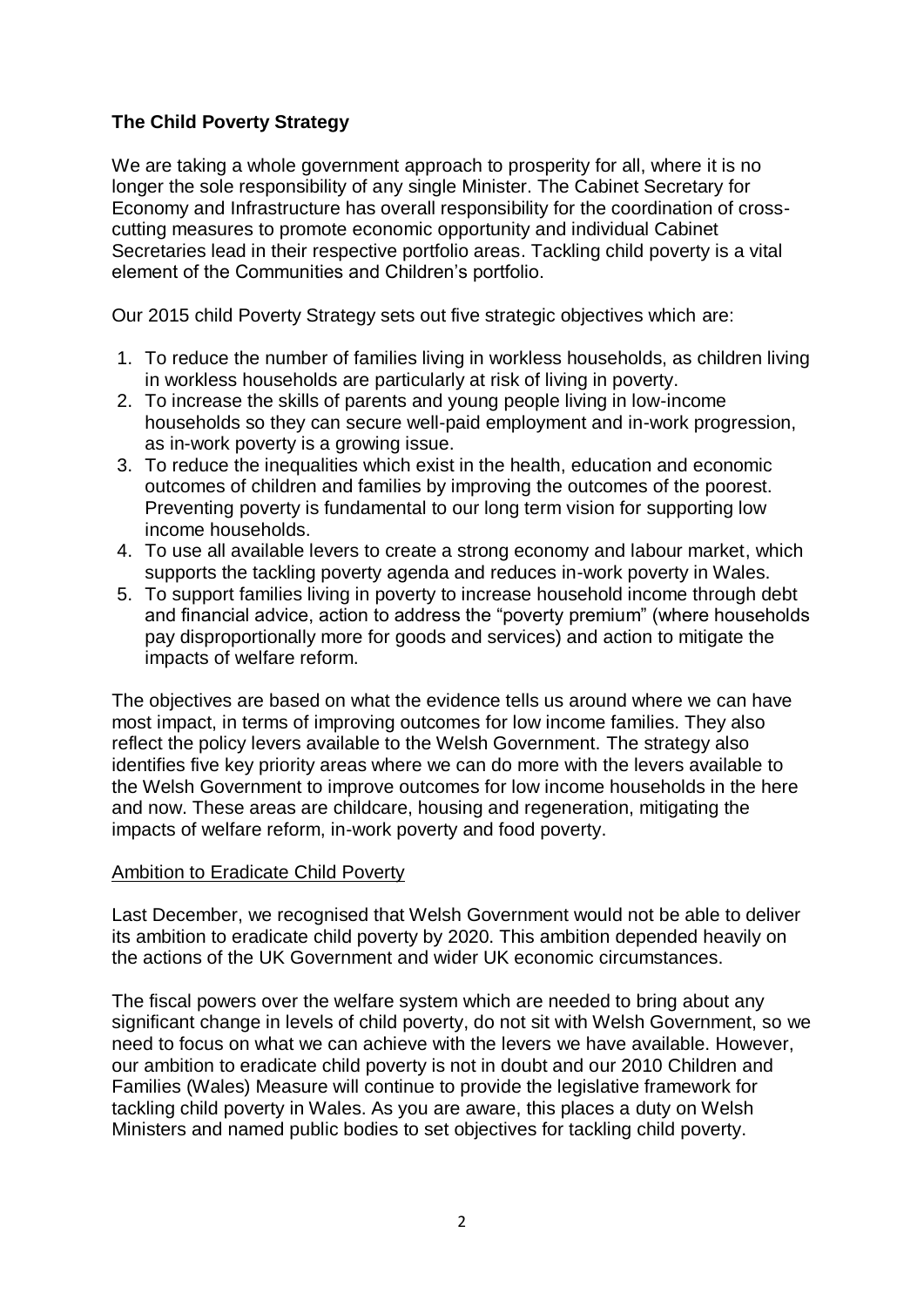**The Child Poverty Strategy**

We are taking a whole government approach to prosperity for all, where it is no longer the sole responsibility of any single Minister. The Cabinet Secretary for Economy and Infrastructure has overall responsibility for the coordination of cross-cutting measures to promote economic opportunity and individual Cabinet Secretaries lead in their respective portfolio areas. Tackling child poverty is a vital element of the Communities and Children's portfolio.

Our 2015 child Poverty Strategy sets out five strategic objectives which are:

1. To reduce the number of families living in workless households, as children living in workless households are particularly at risk of living in poverty.
2. To increase the skills of parents and young people living in low-income households so they can secure well-paid employment and in-work progression, as in-work poverty is a growing issue.
3. To reduce the inequalities which exist in the health, education and economic outcomes of children and families by improving the outcomes of the poorest. Preventing poverty is fundamental to our long term vision for supporting low income households.
4. To use all available levers to create a strong economy and labour market, which supports the tackling poverty agenda and reduces in-work poverty in Wales.
5. To support families living in poverty to increase household income through debt and financial advice, action to address the "poverty premium" (where households pay disproportionally more for goods and services) and action to mitigate the impacts of welfare reform.

The objectives are based on what the evidence tells us around where we can have most impact, in terms of improving outcomes for low income families. They also reflect the policy levers available to the Welsh Government. The strategy also identifies five key priority areas where we can do more with the levers available to the Welsh Government to improve outcomes for low income households in the here and now. These areas are childcare, housing and regeneration, mitigating the impacts of welfare reform, in-work poverty and food poverty.

Ambition to Eradicate Child Poverty

Last December, we recognised that Welsh Government would not be able to deliver its ambition to eradicate child poverty by 2020. This ambition depended heavily on the actions of the UK Government and wider UK economic circumstances.

The fiscal powers over the welfare system which are needed to bring about any significant change in levels of child poverty, do not sit with Welsh Government, so we need to focus on what we can achieve with the levers we have available. However, our ambition to eradicate child poverty is not in doubt and our 2010 Children and Families (Wales) Measure will continue to provide the legislative framework for tackling child poverty in Wales. As you are aware, this places a duty on Welsh Ministers and named public bodies to set objectives for tackling child poverty.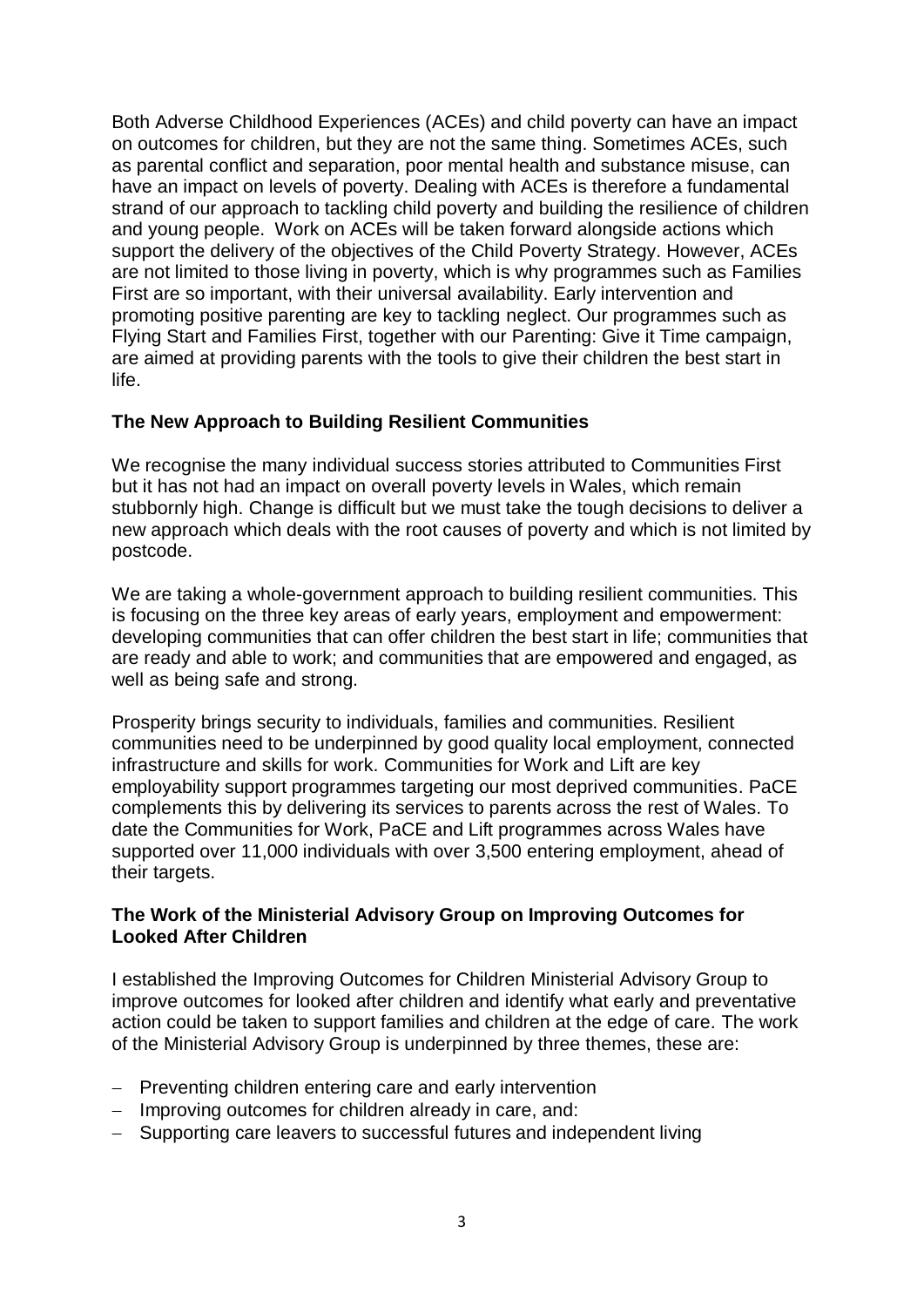Both Adverse Childhood Experiences (ACEs) and child poverty can have an impact on outcomes for children, but they are not the same thing. Sometimes ACEs, such as parental conflict and separation, poor mental health and substance misuse, can have an impact on levels of poverty. Dealing with ACEs is therefore a fundamental strand of our approach to tackling child poverty and building the resilience of children and young people. Work on ACEs will be taken forward alongside actions which support the delivery of the objectives of the Child Poverty Strategy. However, ACEs are not limited to those living in poverty, which is why programmes such as Families First are so important, with their universal availability. Early intervention and promoting positive parenting are key to tackling neglect. Our programmes such as Flying Start and Families First, together with our Parenting: Give it Time campaign, are aimed at providing parents with the tools to give their children the best start in life.

**The New Approach to Building Resilient Communities**

We recognise the many individual success stories attributed to Communities First but it has not had an impact on overall poverty levels in Wales, which remain stubbornly high. Change is difficult but we must take the tough decisions to deliver a new approach which deals with the root causes of poverty and which is not limited by postcode.

We are taking a whole-government approach to building resilient communities. This is focusing on the three key areas of early years, employment and empowerment: developing communities that can offer children the best start in life; communities that are ready and able to work; and communities that are empowered and engaged, as well as being safe and strong.

Prosperity brings security to individuals, families and communities. Resilient communities need to be underpinned by good quality local employment, connected infrastructure and skills for work. Communities for Work and Lift are key employability support programmes targeting our most deprived communities. PaCE complements this by delivering its services to parents across the rest of Wales. To date the Communities for Work, PaCE and Lift programmes across Wales have supported over 11,000 individuals with over 3,500 entering employment, ahead of their targets.

**The Work of the Ministerial Advisory Group on Improving Outcomes for Looked After Children**

I established the Improving Outcomes for Children Ministerial Advisory Group to improve outcomes for looked after children and identify what early and preventative action could be taken to support families and children at the edge of care. The work of the Ministerial Advisory Group is underpinned by three themes, these are:

- Preventing children entering care and early intervention
- Improving outcomes for children already in care, and:
- Supporting care leavers to successful futures and independent living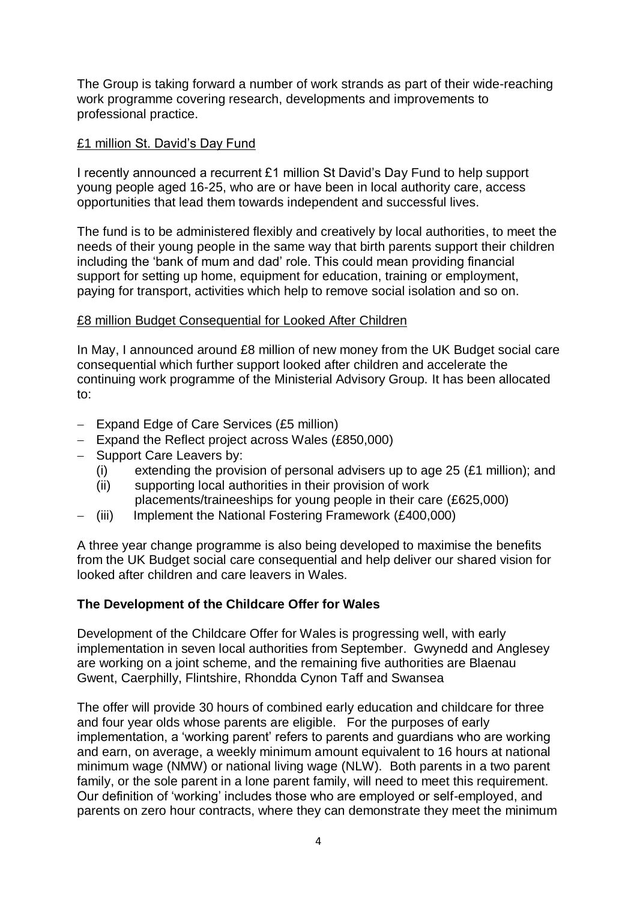The Group is taking forward a number of work strands as part of their wide-reaching work programme covering research, developments and improvements to professional practice.

<u>£1 million St. David's Day Fund</u>

I recently announced a recurrent £1 million St David's Day Fund to help support young people aged 16-25, who are or have been in local authority care, access opportunities that lead them towards independent and successful lives.

The fund is to be administered flexibly and creatively by local authorities, to meet the needs of their young people in the same way that birth parents support their children including the 'bank of mum and dad' role. This could mean providing financial support for setting up home, equipment for education, training or employment, paying for transport, activities which help to remove social isolation and so on.

<u>£8 million Budget Consequential for Looked After Children</u>

In May, I announced around £8 million of new money from the UK Budget social care consequential which further support looked after children and accelerate the continuing work programme of the Ministerial Advisory Group. It has been allocated to:

- Expand Edge of Care Services (£5 million)
- Expand the Reflect project across Wales (£850,000)
- Support Care Leavers by:
  - (i) extending the provision of personal advisers up to age 25 (£1 million); and
  - (ii) supporting local authorities in their provision of work placements/traineeships for young people in their care (£625,000)
- (iii) Implement the National Fostering Framework (£400,000)

A three year change programme is also being developed to maximise the benefits from the UK Budget social care consequential and help deliver our shared vision for looked after children and care leavers in Wales.

**The Development of the Childcare Offer for Wales**

Development of the Childcare Offer for Wales is progressing well, with early implementation in seven local authorities from September. Gwynedd and Anglesey are working on a joint scheme, and the remaining five authorities are Blaenau Gwent, Caerphilly, Flintshire, Rhondda Cynon Taff and Swansea

The offer will provide 30 hours of combined early education and childcare for three and four year olds whose parents are eligible. For the purposes of early implementation, a 'working parent' refers to parents and guardians who are working and earn, on average, a weekly minimum amount equivalent to 16 hours at national minimum wage (NMW) or national living wage (NLW). Both parents in a two parent family, or the sole parent in a lone parent family, will need to meet this requirement. Our definition of 'working' includes those who are employed or self-employed, and parents on zero hour contracts, where they can demonstrate they meet the minimum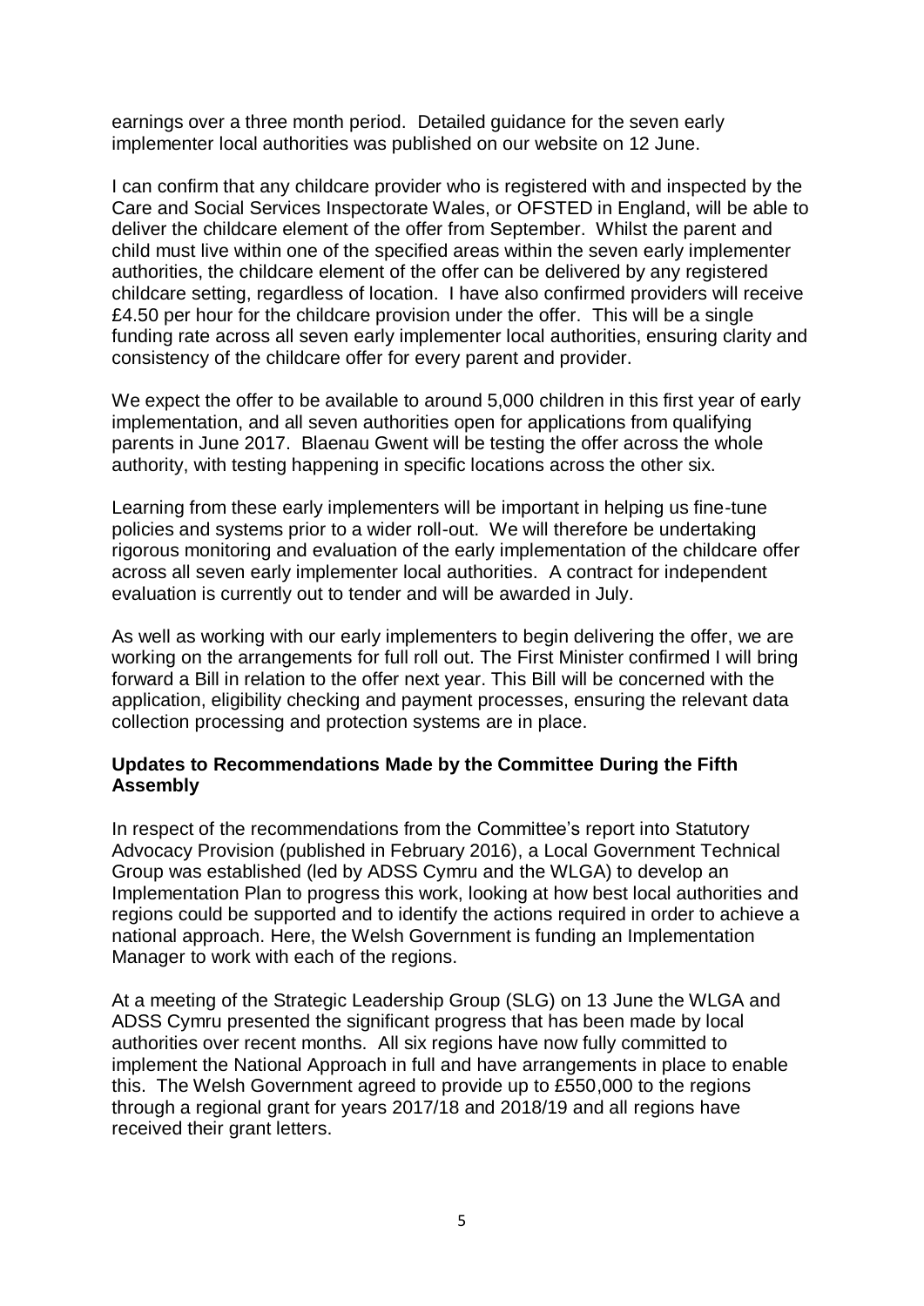earnings over a three month period. Detailed guidance for the seven early implementer local authorities was published on our website on 12 June.

I can confirm that any childcare provider who is registered with and inspected by the Care and Social Services Inspectorate Wales, or OFSTED in England, will be able to deliver the childcare element of the offer from September. Whilst the parent and child must live within one of the specified areas within the seven early implementer authorities, the childcare element of the offer can be delivered by any registered childcare setting, regardless of location. I have also confirmed providers will receive £4.50 per hour for the childcare provision under the offer. This will be a single funding rate across all seven early implementer local authorities, ensuring clarity and consistency of the childcare offer for every parent and provider.

We expect the offer to be available to around 5,000 children in this first year of early implementation, and all seven authorities open for applications from qualifying parents in June 2017. Blaenau Gwent will be testing the offer across the whole authority, with testing happening in specific locations across the other six.

Learning from these early implementers will be important in helping us fine-tune policies and systems prior to a wider roll-out. We will therefore be undertaking rigorous monitoring and evaluation of the early implementation of the childcare offer across all seven early implementer local authorities. A contract for independent evaluation is currently out to tender and will be awarded in July.

As well as working with our early implementers to begin delivering the offer, we are working on the arrangements for full roll out. The First Minister confirmed I will bring forward a Bill in relation to the offer next year. This Bill will be concerned with the application, eligibility checking and payment processes, ensuring the relevant data collection processing and protection systems are in place.

**Updates to Recommendations Made by the Committee During the Fifth Assembly**

In respect of the recommendations from the Committee's report into Statutory Advocacy Provision (published in February 2016), a Local Government Technical Group was established (led by ADSS Cymru and the WLGA) to develop an Implementation Plan to progress this work, looking at how best local authorities and regions could be supported and to identify the actions required in order to achieve a national approach. Here, the Welsh Government is funding an Implementation Manager to work with each of the regions.

At a meeting of the Strategic Leadership Group (SLG) on 13 June the WLGA and ADSS Cymru presented the significant progress that has been made by local authorities over recent months. All six regions have now fully committed to implement the National Approach in full and have arrangements in place to enable this. The Welsh Government agreed to provide up to £550,000 to the regions through a regional grant for years 2017/18 and 2018/19 and all regions have received their grant letters.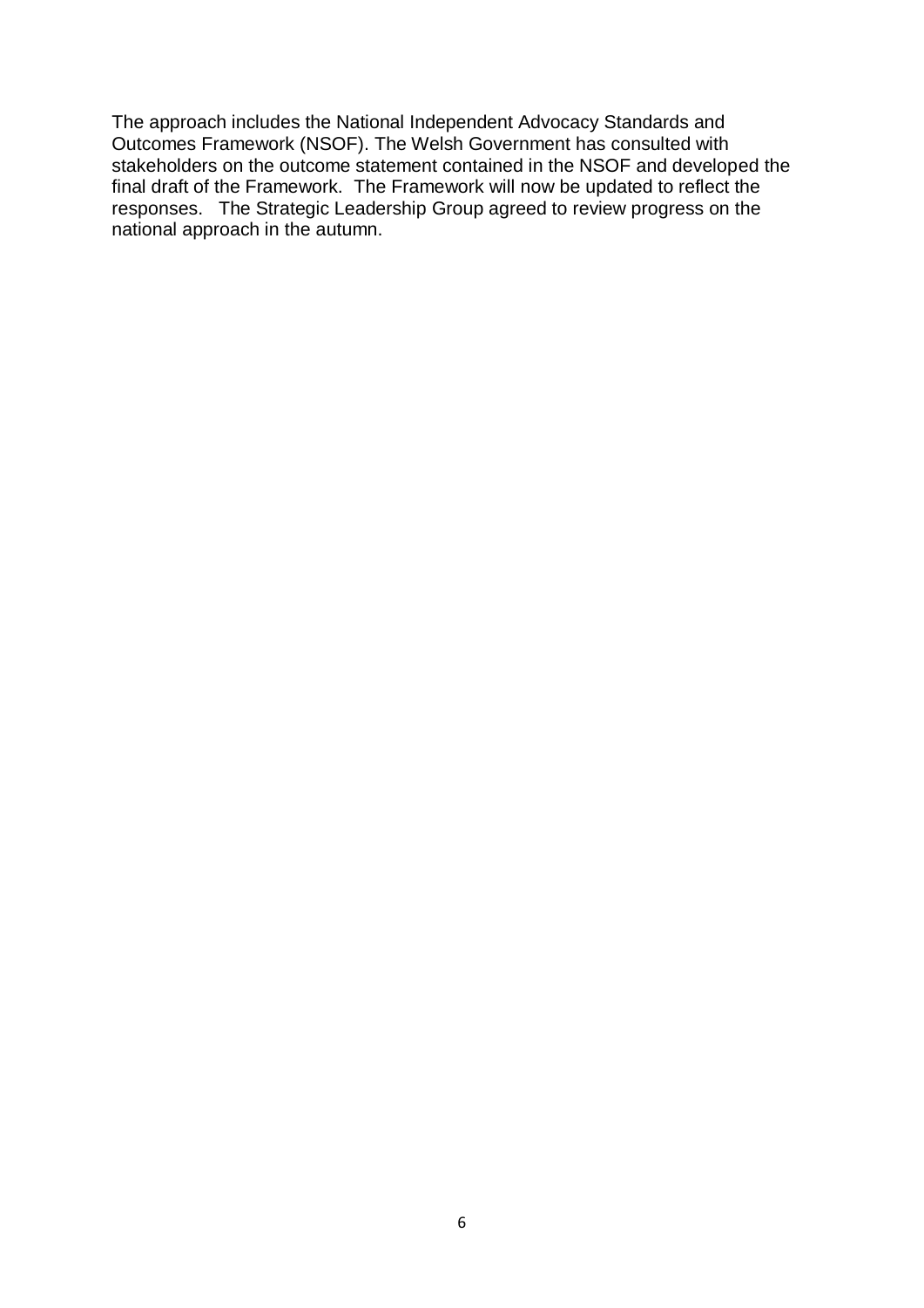The approach includes the National Independent Advocacy Standards and Outcomes Framework (NSOF). The Welsh Government has consulted with stakeholders on the outcome statement contained in the NSOF and developed the final draft of the Framework. The Framework will now be updated to reflect the responses. The Strategic Leadership Group agreed to review progress on the national approach in the autumn.